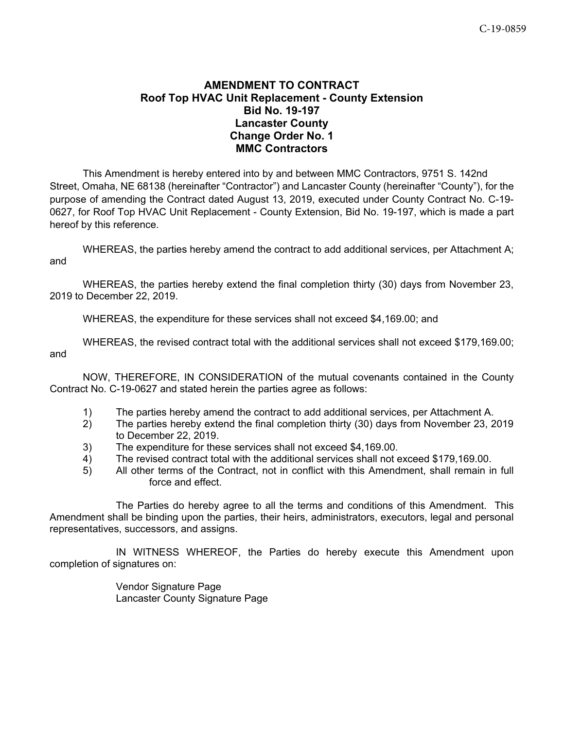C-19-0859

# AMENDMENT TO CONTRACT
## Roof Top HVAC Unit Replacement - County Extension
## Bid No. 19-197
## Lancaster County
## Change Order No. 1
## MMC Contractors

This Amendment is hereby entered into by and between MMC Contractors, 9751 S. 142nd Street, Omaha, NE 68138 (hereinafter "Contractor") and Lancaster County (hereinafter "County"), for the purpose of amending the Contract dated August 13, 2019, executed under County Contract No. C-19-0627, for Roof Top HVAC Unit Replacement - County Extension, Bid No. 19-197, which is made a part hereof by this reference.

WHEREAS, the parties hereby amend the contract to add additional services, per Attachment A; and

WHEREAS, the parties hereby extend the final completion thirty (30) days from November 23, 2019 to December 22, 2019.

WHEREAS, the expenditure for these services shall not exceed $4,169.00; and

WHEREAS, the revised contract total with the additional services shall not exceed $179,169.00; and

NOW, THEREFORE, IN CONSIDERATION of the mutual covenants contained in the County Contract No. C-19-0627 and stated herein the parties agree as follows:

1) The parties hereby amend the contract to add additional services, per Attachment A.
2) The parties hereby extend the final completion thirty (30) days from November 23, 2019 to December 22, 2019.
3) The expenditure for these services shall not exceed $4,169.00.
4) The revised contract total with the additional services shall not exceed $179,169.00.
5) All other terms of the Contract, not in conflict with this Amendment, shall remain in full force and effect.

The Parties do hereby agree to all the terms and conditions of this Amendment. This Amendment shall be binding upon the parties, their heirs, administrators, executors, legal and personal representatives, successors, and assigns.

IN WITNESS WHEREOF, the Parties do hereby execute this Amendment upon completion of signatures on:

Vendor Signature Page
Lancaster County Signature Page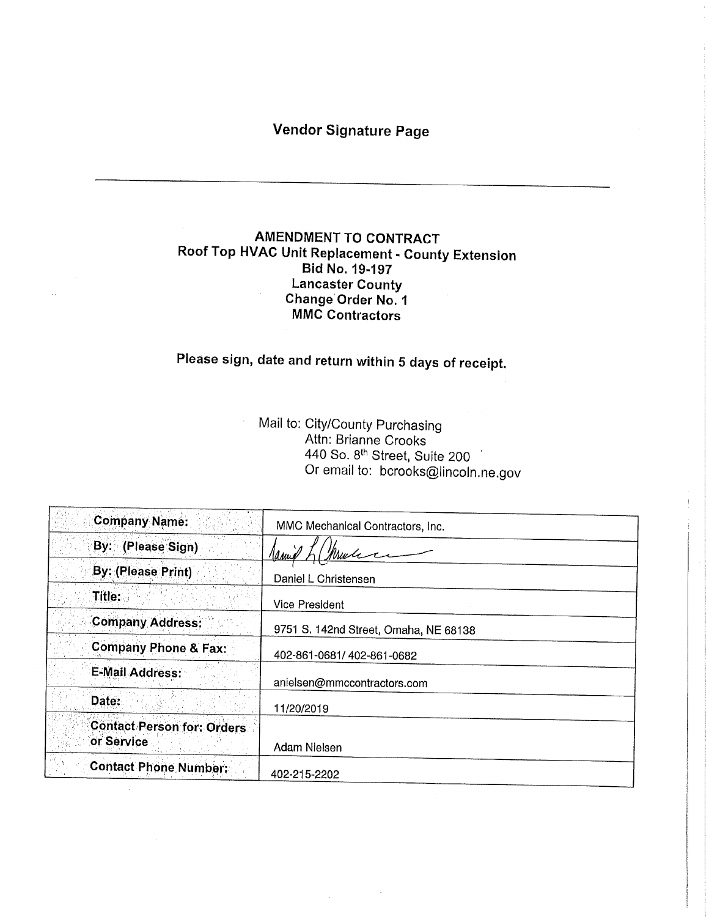# Vendor Signature Page

---

## AMENDMENT TO CONTRACT
## Roof Top HVAC Unit Replacement - County Extension
## Bid No. 19-197
## Lancaster County
## Change Order No. 1
## MMC Contractors

**Please sign, date and return within 5 days of receipt.**

Mail to: City/County Purchasing
Attn: Brianne Crooks
440 So. 8th Street, Suite 200
Or email to: bcrooks@lincoln.ne.gov

| | |
|---|---|
| **Company Name:** | MMC Mechanical Contractors, Inc. |
| **By: (Please Sign)** | Daniel L Christensen |
| **By: (Please Print)** | Daniel L Christensen |
| **Title:** | Vice President |
| **Company Address:** | 9751 S. 142nd Street, Omaha, NE 68138 |
| **Company Phone & Fax:** | 402-861-0681/ 402-861-0682 |
| **E-Mail Address:** | anielsen@mmccontractors.com |
| **Date:** | 11/20/2019 |
| **Contact Person for: Orders or Service** | Adam Nielsen |
| **Contact Phone Number:** | 402-215-2202 |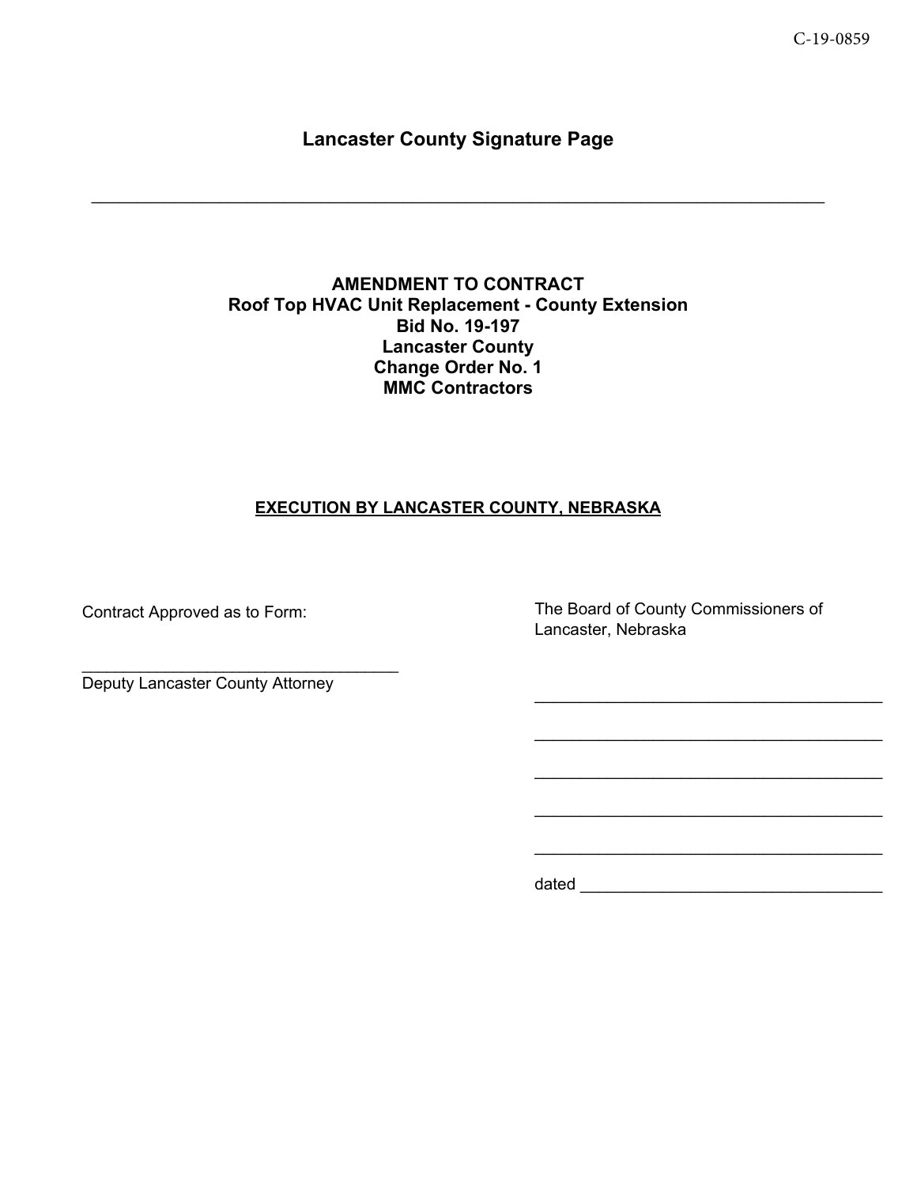C-19-0859

# Lancaster County Signature Page

---

**AMENDMENT TO CONTRACT**
**Roof Top HVAC Unit Replacement - County Extension**
**Bid No. 19-197**
**Lancaster County**
**Change Order No. 1**
**MMC Contractors**

**EXECUTION BY LANCASTER COUNTY, NEBRASKA**

Contract Approved as to Form:

___________________________________
Deputy Lancaster County Attorney

The Board of County Commissioners of
Lancaster, Nebraska

_____________________________________

_____________________________________

_____________________________________

_____________________________________

_____________________________________

dated _________________________________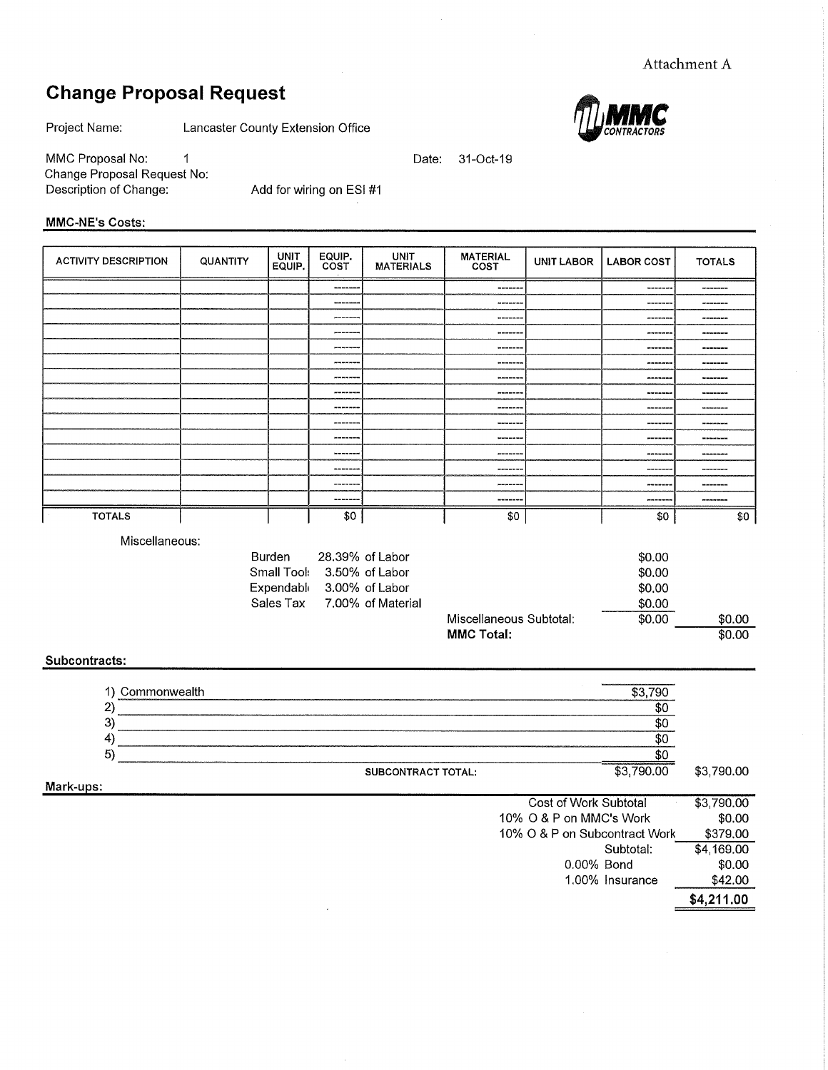Attachment A

# Change Proposal Request

MMC CONTRACTORS

Project Name: Lancaster County Extension Office

MMC Proposal No: 1

Date: 31-Oct-19

Change Proposal Request No:

Description of Change: Add for wiring on ESI #1

**MMC-NE's Costs:**

| ACTIVITY DESCRIPTION | QUANTITY | UNIT EQUIP. | EQUIP. COST | UNIT MATERIALS | MATERIAL COST | UNIT LABOR | LABOR COST | TOTALS |
|---|---|---|---|---|---|---|---|---|
| | | | ------- | | ------- | | ------- | ------- |
| | | | ------- | | ------- | | ------- | ------- |
| | | | ------- | | ------- | | ------- | ------- |
| | | | ------- | | ------- | | ------- | ------- |
| | | | ------- | | ------- | | ------- | ------- |
| | | | ------- | | ------- | | ------- | ------- |
| | | | ------- | | ------- | | ------- | ------- |
| | | | ------- | | ------- | | ------- | ------- |
| | | | ------- | | ------- | | ------- | ------- |
| | | | ------- | | ------- | | ------- | ------- |
| | | | ------- | | ------- | | ------- | ------- |
| | | | ------- | | ------- | | ------- | ------- |
| | | | ------- | | ------- | | ------- | ------- |
| | | | ------- | | ------- | | ------- | ------- |
| | | | ------- | | ------- | | ------- | ------- |
| TOTALS | | | $0 | | $0 | | $0 | $0 |

Miscellaneous:

| | | | |
|---|---|---|---|
| Burden | 28.39% of Labor | $0.00 | |
| Small Tool | 3.50% of Labor | $0.00 | |
| Expendabl | 3.00% of Labor | $0.00 | |
| Sales Tax | 7.00% of Material | $0.00 | |
| | Miscellaneous Subtotal: | $0.00 | $0.00 |
| | **MMC Total:** | | $0.00 |

**Subcontracts:**

| | | |
|---|---|---|
| 1) Commonwealth | $3,790 | |
| 2) | $0 | |
| 3) | $0 | |
| 4) | $0 | |
| 5) | $0 | |
| SUBCONTRACT TOTAL: | $3,790.00 | $3,790.00 |

**Mark-ups:**

| | |
|---|---|
| Cost of Work Subtotal | $3,790.00 |
| 10% O & P on MMC's Work | $0.00 |
| 10% O & P on Subcontract Work | $379.00 |
| Subtotal: | $4,169.00 |
| 0.00% Bond | $0.00 |
| 1.00% Insurance | $42.00 |
| | **$4,211.00** |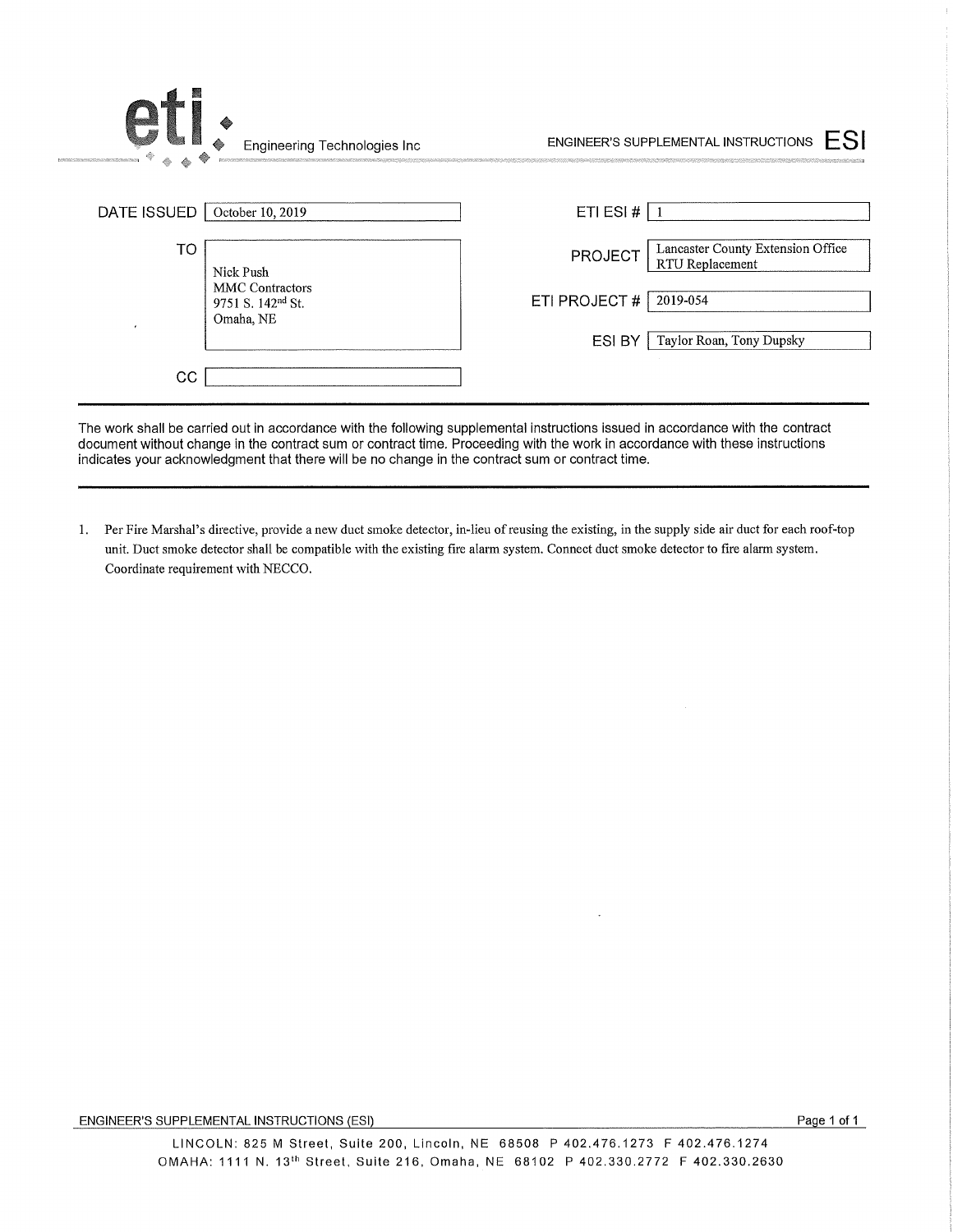**eti** Engineering Technologies Inc

# ENGINEER'S SUPPLEMENTAL INSTRUCTIONS ESI

| | |
|---|---|
| DATE ISSUED | October 10, 2019 |
| TO | Nick Push<br>MMC Contractors<br>9751 S. 142nd St.<br>Omaha, NE |
| CC | |

| | |
|---|---|
| ETI ESI # | 1 |
| PROJECT | Lancaster County Extension Office RTU Replacement |
| ETI PROJECT # | 2019-054 |
| ESI BY | Taylor Roan, Tony Dupsky |

The work shall be carried out in accordance with the following supplemental instructions issued in accordance with the contract document without change in the contract sum or contract time. Proceeding with the work in accordance with these instructions indicates your acknowledgment that there will be no change in the contract sum or contract time.

1. Per Fire Marshal's directive, provide a new duct smoke detector, in-lieu of reusing the existing, in the supply side air duct for each roof-top unit. Duct smoke detector shall be compatible with the existing fire alarm system. Connect duct smoke detector to fire alarm system. Coordinate requirement with NECCO.

LINCOLN: 825 M Street, Suite 200, Lincoln, NE 68508 P 402.476.1273 F 402.476.1274
OMAHA: 1111 N. 13th Street, Suite 216, Omaha, NE 68102 P 402.330.2772 F 402.330.2630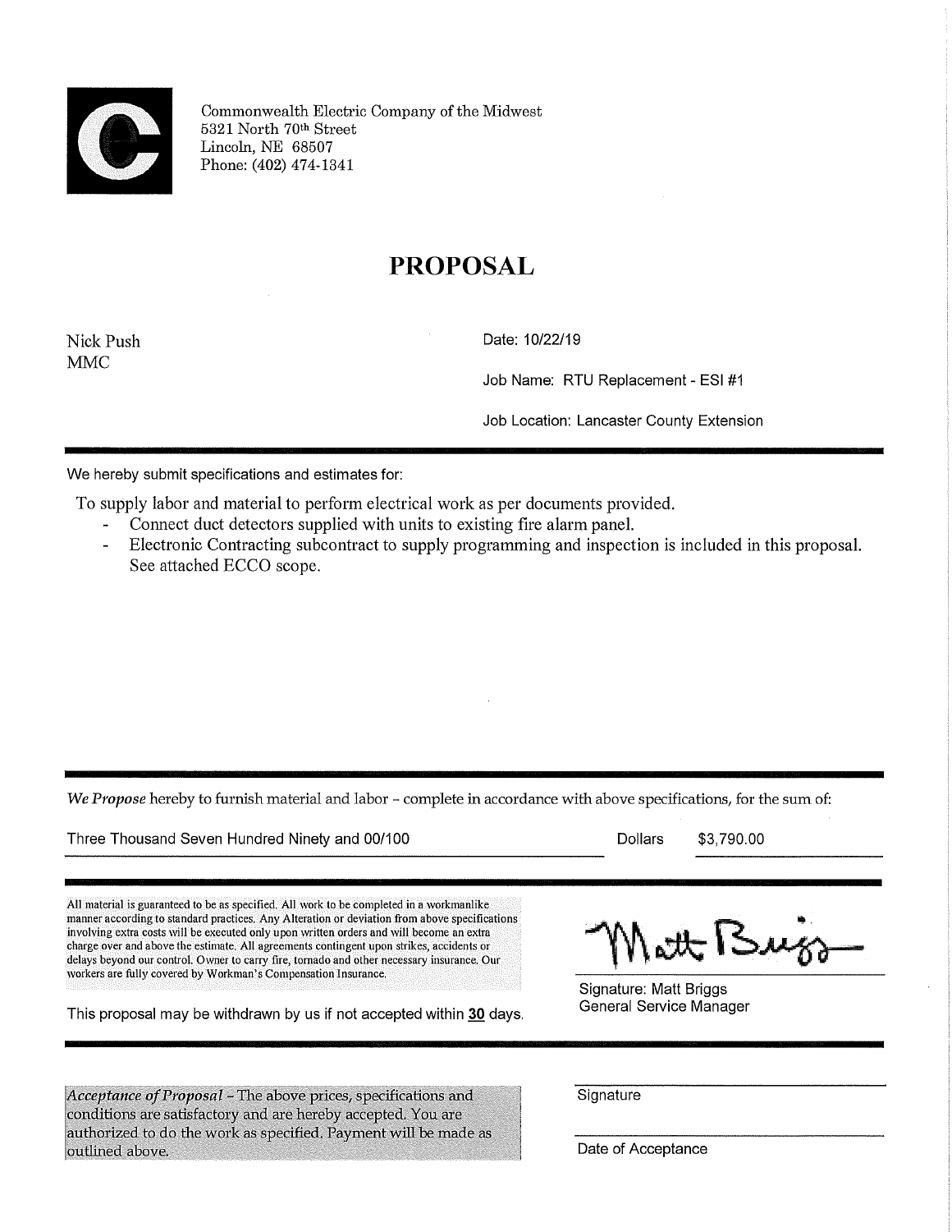Commonwealth Electric Company of the Midwest
5321 North 70th Street
Lincoln, NE 68507
Phone: (402) 474-1341

# PROPOSAL

Nick Push
MMC

Date: 10/22/19

Job Name: RTU Replacement - ESI #1

Job Location: Lancaster County Extension

---

We hereby submit specifications and estimates for:

To supply labor and material to perform electrical work as per documents provided.

- Connect duct detectors supplied with units to existing fire alarm panel.
- Electronic Contracting subcontract to supply programming and inspection is included in this proposal. See attached ECCO scope.

---

*We Propose* hereby to furnish material and labor – complete in accordance with above specifications, for the sum of:

Three Thousand Seven Hundred Ninety and 00/100 Dollars $3,790.00

---

All material is guaranteed to be as specified. All work to be completed in a workmanlike manner according to standard practices. Any Alteration or deviation from above specifications involving extra costs will be executed only upon written orders and will become an extra charge over and above the estimate. All agreements contingent upon strikes, accidents or delays beyond our control. Owner to carry fire, tornado and other necessary insurance. Our workers are fully covered by Workman's Compensation Insurance.

This proposal may be withdrawn by us if not accepted within **30** days.

Signature: Matt Briggs
General Service Manager

---

*Acceptance of Proposal* – The above prices, specifications and conditions are satisfactory and are hereby accepted. You are authorized to do the work as specified. Payment will be made as outlined above.

Signature

Date of Acceptance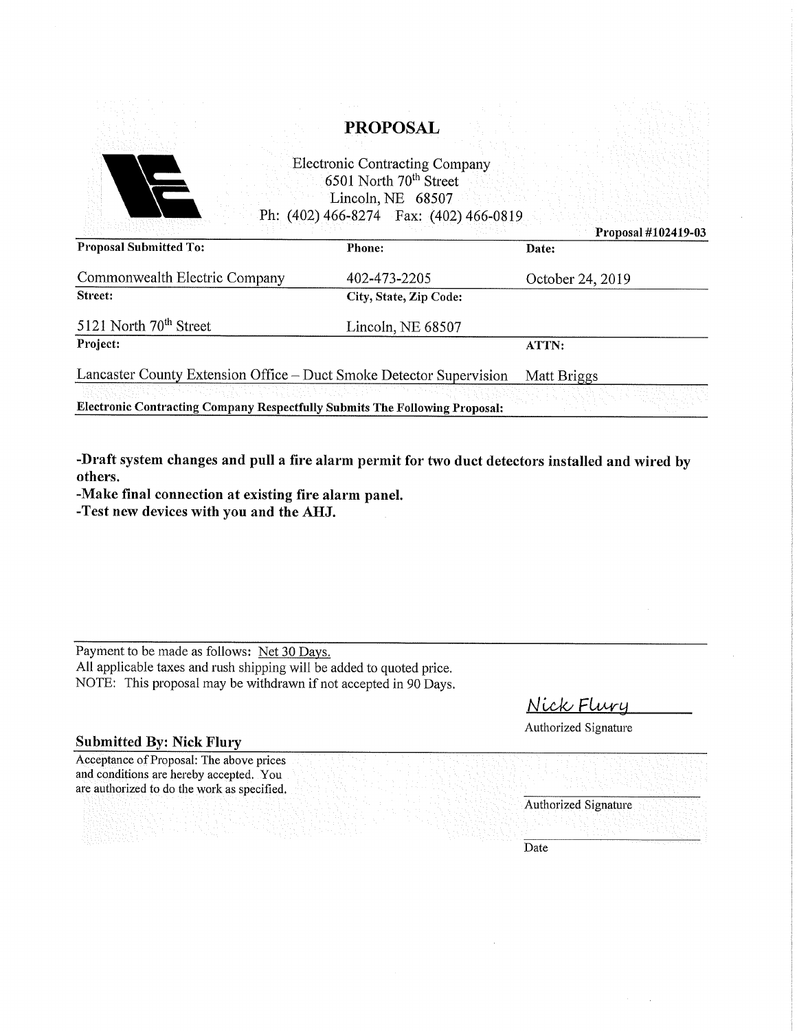# PROPOSAL

Electronic Contracting Company
6501 North 70th Street
Lincoln, NE 68507
Ph: (402) 466-8274 Fax: (402) 466-0819

**Proposal #102419-03**

| **Proposal Submitted To:** | **Phone:** | **Date:** |
|---|---|---|
| Commonwealth Electric Company | 402-473-2205 | October 24, 2019 |
| **Street:** | **City, State, Zip Code:** | |
| 5121 North 70th Street | Lincoln, NE 68507 | |
| **Project:** | | **ATTN:** |
| Lancaster County Extension Office – Duct Smoke Detector Supervision | | Matt Briggs |

**Electronic Contracting Company Respectfully Submits The Following Proposal:**

**-Draft system changes and pull a fire alarm permit for two duct detectors installed and wired by others.**
**-Make final connection at existing fire alarm panel.**
**-Test new devices with you and the AHJ.**

Payment to be made as follows: Net 30 Days.
All applicable taxes and rush shipping will be added to quoted price.
NOTE: This proposal may be withdrawn if not accepted in 90 Days.

Nick Flury
Authorized Signature

**Submitted By: Nick Flury**

Acceptance of Proposal: The above prices and conditions are hereby accepted. You are authorized to do the work as specified.

Authorized Signature

Date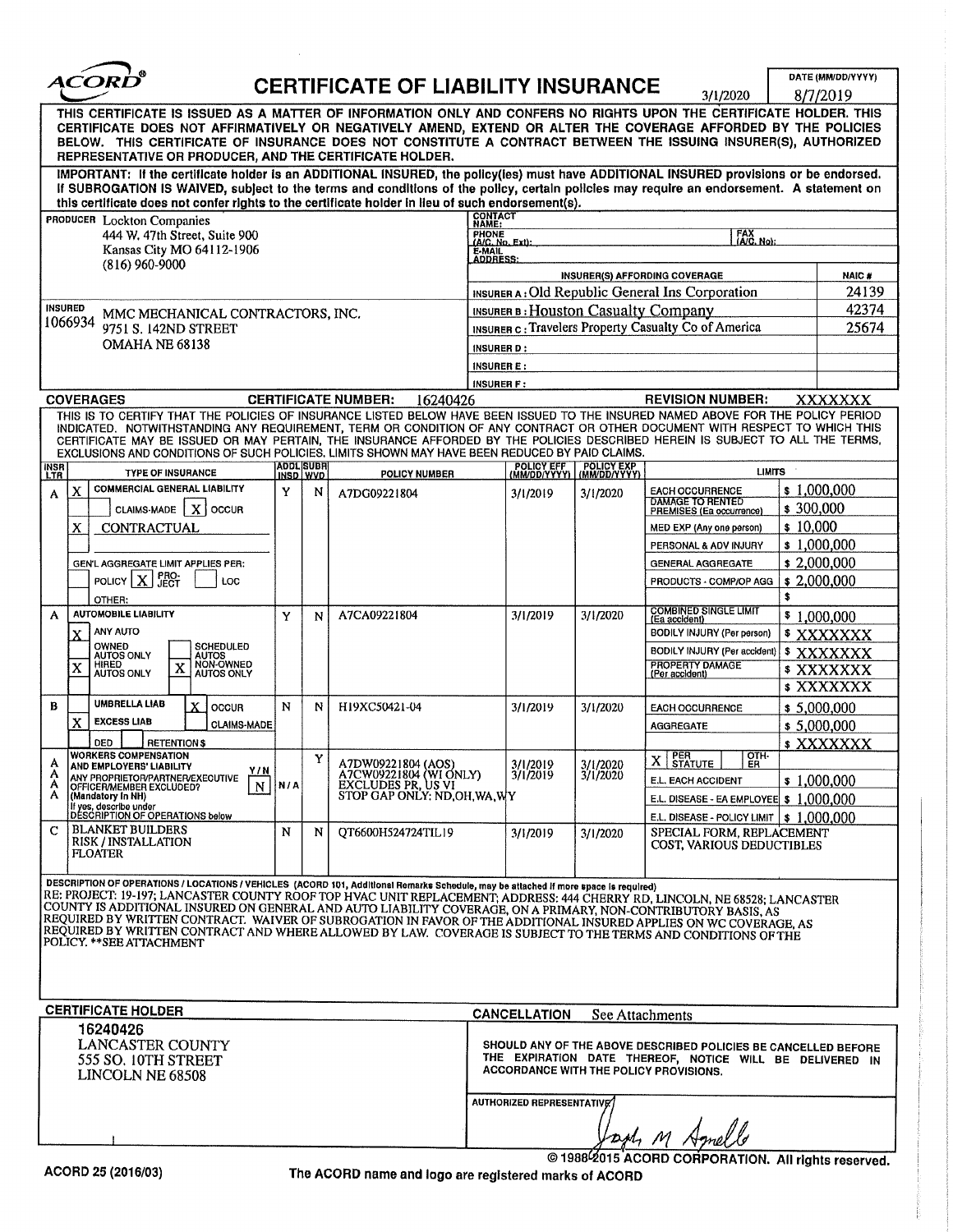# ACORD® CERTIFICATE OF LIABILITY INSURANCE

3/1/2020

DATE (MM/DD/YYYY): 8/7/2019

THIS CERTIFICATE IS ISSUED AS A MATTER OF INFORMATION ONLY AND CONFERS NO RIGHTS UPON THE CERTIFICATE HOLDER. THIS CERTIFICATE DOES NOT AFFIRMATIVELY OR NEGATIVELY AMEND, EXTEND OR ALTER THE COVERAGE AFFORDED BY THE POLICIES BELOW. THIS CERTIFICATE OF INSURANCE DOES NOT CONSTITUTE A CONTRACT BETWEEN THE ISSUING INSURER(S), AUTHORIZED REPRESENTATIVE OR PRODUCER, AND THE CERTIFICATE HOLDER.

IMPORTANT: If the certificate holder is an ADDITIONAL INSURED, the policy(ies) must have ADDITIONAL INSURED provisions or be endorsed. If SUBROGATION IS WAIVED, subject to the terms and conditions of the policy, certain policies may require an endorsement. A statement on this certificate does not confer rights to the certificate holder in lieu of such endorsement(s).

**PRODUCER**
Lockton Companies
444 W. 47th Street, Suite 900
Kansas City MO 64112-1906
(816) 960-9000

CONTACT NAME:
PHONE (A/C, No, Ext): FAX (A/C, No):
E-MAIL ADDRESS:

| INSURER(S) AFFORDING COVERAGE | NAIC # |
|---|---|
| INSURER A : Old Republic General Ins Corporation | 24139 |
| INSURER B : Houston Casualty Company | 42374 |
| INSURER C : Travelers Property Casualty Co of America | 25674 |
| INSURER D : | |
| INSURER E : | |
| INSURER F : | |

**INSURED**
1066934 MMC MECHANICAL CONTRACTORS, INC.
9751 S. 142ND STREET
OMAHA NE 68138

**COVERAGES** CERTIFICATE NUMBER: 16240426 REVISION NUMBER: XXXXXXX

THIS IS TO CERTIFY THAT THE POLICIES OF INSURANCE LISTED BELOW HAVE BEEN ISSUED TO THE INSURED NAMED ABOVE FOR THE POLICY PERIOD INDICATED. NOTWITHSTANDING ANY REQUIREMENT, TERM OR CONDITION OF ANY CONTRACT OR OTHER DOCUMENT WITH RESPECT TO WHICH THIS CERTIFICATE MAY BE ISSUED OR MAY PERTAIN, THE INSURANCE AFFORDED BY THE POLICIES DESCRIBED HEREIN IS SUBJECT TO ALL THE TERMS, EXCLUSIONS AND CONDITIONS OF SUCH POLICIES. LIMITS SHOWN MAY HAVE BEEN REDUCED BY PAID CLAIMS.

| INSR LTR | TYPE OF INSURANCE | ADDL INSD | SUBR WVD | POLICY NUMBER | POLICY EFF (MM/DD/YYYY) | POLICY EXP (MM/DD/YYYY) | LIMITS | |
|---|---|---|---|---|---|---|---|---|
| A | X COMMERCIAL GENERAL LIABILITY; CLAIMS-MADE [ ] OCCUR [X]; X CONTRACTUAL; GEN'L AGGREGATE LIMIT APPLIES PER: POLICY [ ] PRO-JECT [X] LOC [ ]; OTHER: | Y | N | A7DG09221804 | 3/1/2019 | 3/1/2020 | EACH OCCURRENCE | $ 1,000,000 |
| | | | | | | | DAMAGE TO RENTED PREMISES (Ea occurrence) | $ 300,000 |
| | | | | | | | MED EXP (Any one person) | $ 10,000 |
| | | | | | | | PERSONAL & ADV INJURY | $ 1,000,000 |
| | | | | | | | GENERAL AGGREGATE | $ 2,000,000 |
| | | | | | | | PRODUCTS - COMP/OP AGG | $ 2,000,000 |
| | | | | | | | | $ |
| A | AUTOMOBILE LIABILITY; X ANY AUTO; OWNED AUTOS ONLY; SCHEDULED AUTOS; X HIRED AUTOS ONLY; X NON-OWNED AUTOS ONLY | Y | N | A7CA09221804 | 3/1/2019 | 3/1/2020 | COMBINED SINGLE LIMIT (Ea accident) | $ 1,000,000 |
| | | | | | | | BODILY INJURY (Per person) | $ XXXXXXX |
| | | | | | | | BODILY INJURY (Per accident) | $ XXXXXXX |
| | | | | | | | PROPERTY DAMAGE (Per accident) | $ XXXXXXX |
| | | | | | | | | $ XXXXXXX |
| B | UMBRELLA LIAB [ ] OCCUR [X]; X EXCESS LIAB CLAIMS-MADE [ ]; DED RETENTION $ | N | N | H19XC50421-04 | 3/1/2019 | 3/1/2020 | EACH OCCURRENCE | $ 5,000,000 |
| | | | | | | | AGGREGATE | $ 5,000,000 |
| | | | | | | | | $ XXXXXXX |
| A A A A | WORKERS COMPENSATION AND EMPLOYERS' LIABILITY Y/N; ANY PROPRIETOR/PARTNER/EXECUTIVE OFFICER/MEMBER EXCLUDED? (Mandatory in NH) N; If yes, describe under DESCRIPTION OF OPERATIONS below | N/A | Y | A7DW09221804 (AOS); A7CW09221804 (WI ONLY); EXCLUDES PR, US VI; STOP GAP ONLY: ND,OH,WA,WY | 3/1/2019; 3/1/2019 | 3/1/2020; 3/1/2020 | X PER STATUTE [ ] OTH-ER | |
| | | | | | | | E.L. EACH ACCIDENT | $ 1,000,000 |
| | | | | | | | E.L. DISEASE - EA EMPLOYEE | $ 1,000,000 |
| | | | | | | | E.L. DISEASE - POLICY LIMIT | $ 1,000,000 |
| C | BLANKET BUILDERS RISK / INSTALLATION FLOATER | N | N | QT6600H524724TIL19 | 3/1/2019 | 3/1/2020 | SPECIAL FORM, REPLACEMENT COST, VARIOUS DEDUCTIBLES | |

**DESCRIPTION OF OPERATIONS / LOCATIONS / VEHICLES** (ACORD 101, Additional Remarks Schedule, may be attached if more space is required)

RE: PROJECT: 19-197; LANCASTER COUNTY ROOF TOP HVAC UNIT REPLACEMENT; ADDRESS: 444 CHERRY RD, LINCOLN, NE 68528; LANCASTER COUNTY IS ADDITIONAL INSURED ON GENERAL AND AUTO LIABILITY COVERAGE, ON A PRIMARY, NON-CONTRIBUTORY BASIS, AS REQUIRED BY WRITTEN CONTRACT. WAIVER OF SUBROGATION IN FAVOR OF THE ADDITIONAL INSURED APPLIES ON WC COVERAGE, AS REQUIRED BY WRITTEN CONTRACT AND WHERE ALLOWED BY LAW. COVERAGE IS SUBJECT TO THE TERMS AND CONDITIONS OF THE POLICY. **SEE ATTACHMENT

**CERTIFICATE HOLDER**

16240426
LANCASTER COUNTY
555 SO. 10TH STREET
LINCOLN NE 68508

**CANCELLATION** See Attachments

SHOULD ANY OF THE ABOVE DESCRIBED POLICIES BE CANCELLED BEFORE THE EXPIRATION DATE THEREOF, NOTICE WILL BE DELIVERED IN ACCORDANCE WITH THE POLICY PROVISIONS.

AUTHORIZED REPRESENTATIVE

Joseph M Agnello

© 1988-2015 ACORD CORPORATION. All rights reserved.

ACORD 25 (2016/03)

The ACORD name and logo are registered marks of ACORD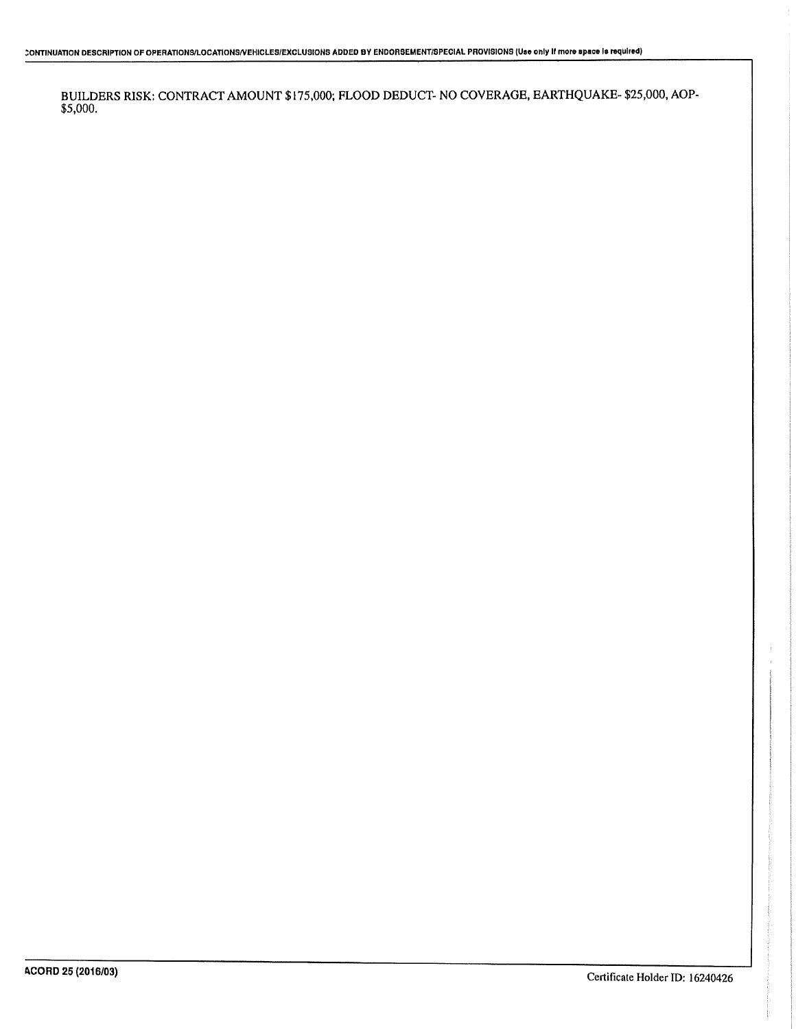CONTINUATION DESCRIPTION OF OPERATIONS/LOCATIONS/VEHICLES/EXCLUSIONS ADDED BY ENDORSEMENT/SPECIAL PROVISIONS (Use only if more space is required)

BUILDERS RISK: CONTRACT AMOUNT $175,000; FLOOD DEDUCT- NO COVERAGE, EARTHQUAKE- $25,000, AOP- $5,000.

ACORD 25 (2016/03)

Certificate Holder ID: 16240426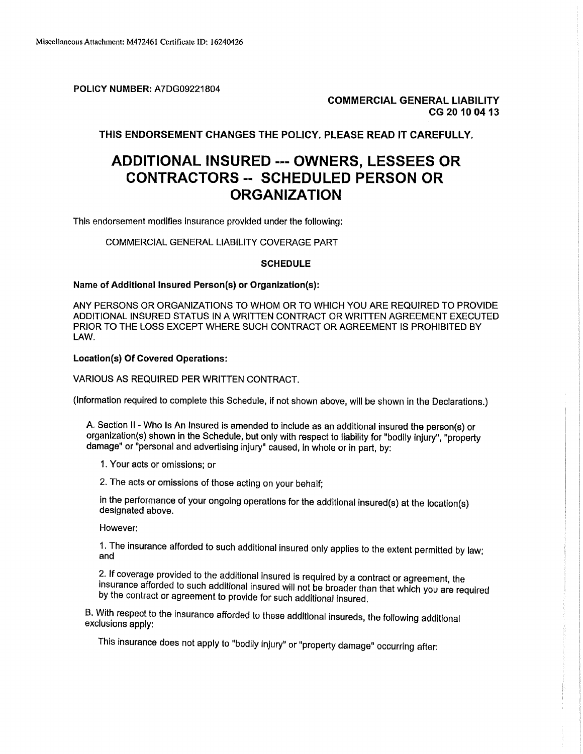Miscellaneous Attachment: M472461 Certificate ID: 16240426

**POLICY NUMBER:** A7DG09221804

**COMMERCIAL GENERAL LIABILITY**
**CG 20 10 04 13**

**THIS ENDORSEMENT CHANGES THE POLICY. PLEASE READ IT CAREFULLY.**

# ADDITIONAL INSURED --- OWNERS, LESSEES OR CONTRACTORS -- SCHEDULED PERSON OR ORGANIZATION

This endorsement modifies insurance provided under the following:

COMMERCIAL GENERAL LIABILITY COVERAGE PART

**SCHEDULE**

**Name of Additional Insured Person(s) or Organization(s):**

ANY PERSONS OR ORGANIZATIONS TO WHOM OR TO WHICH YOU ARE REQUIRED TO PROVIDE ADDITIONAL INSURED STATUS IN A WRITTEN CONTRACT OR WRITTEN AGREEMENT EXECUTED PRIOR TO THE LOSS EXCEPT WHERE SUCH CONTRACT OR AGREEMENT IS PROHIBITED BY LAW.

**Location(s) Of Covered Operations:**

VARIOUS AS REQUIRED PER WRITTEN CONTRACT.

(Information required to complete this Schedule, if not shown above, will be shown in the Declarations.)

A. Section II - Who Is An Insured is amended to include as an additional insured the person(s) or organization(s) shown in the Schedule, but only with respect to liability for "bodily injury", "property damage" or "personal and advertising injury" caused, in whole or in part, by:

1. Your acts or omissions; or

2. The acts or omissions of those acting on your behalf;

in the performance of your ongoing operations for the additional insured(s) at the location(s) designated above.

However:

1. The insurance afforded to such additional insured only applies to the extent permitted by law; and

2. If coverage provided to the additional insured is required by a contract or agreement, the insurance afforded to such additional insured will not be broader than that which you are required by the contract or agreement to provide for such additional insured.

B. With respect to the insurance afforded to these additional insureds, the following additional exclusions apply:

This insurance does not apply to "bodily injury" or "property damage" occurring after: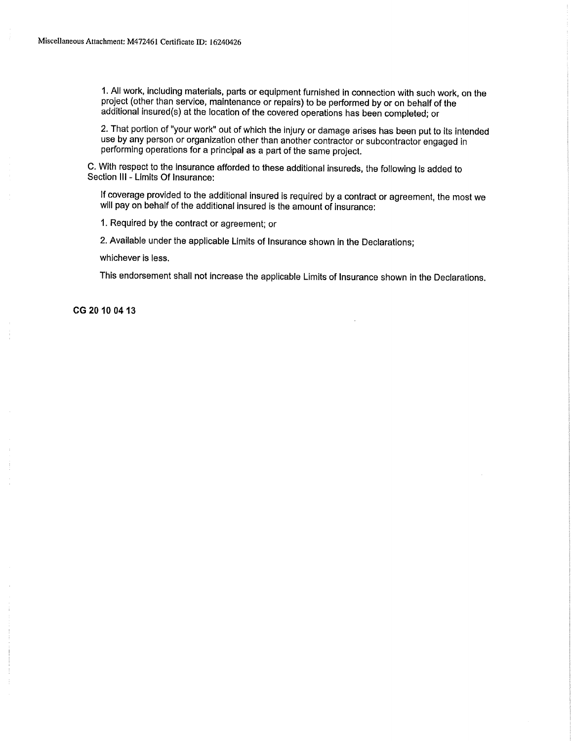1. All work, including materials, parts or equipment furnished in connection with such work, on the project (other than service, maintenance or repairs) to be performed by or on behalf of the additional insured(s) at the location of the covered operations has been completed; or

2. That portion of "your work" out of which the injury or damage arises has been put to its intended use by any person or organization other than another contractor or subcontractor engaged in performing operations for a principal as a part of the same project.

C. With respect to the insurance afforded to these additional insureds, the following is added to Section III - Limits Of Insurance:

If coverage provided to the additional insured is required by a contract or agreement, the most we will pay on behalf of the additional insured is the amount of insurance:

1. Required by the contract or agreement; or

2. Available under the applicable Limits of Insurance shown in the Declarations;

whichever is less.

This endorsement shall not increase the applicable Limits of Insurance shown in the Declarations.

**CG 20 10 04 13**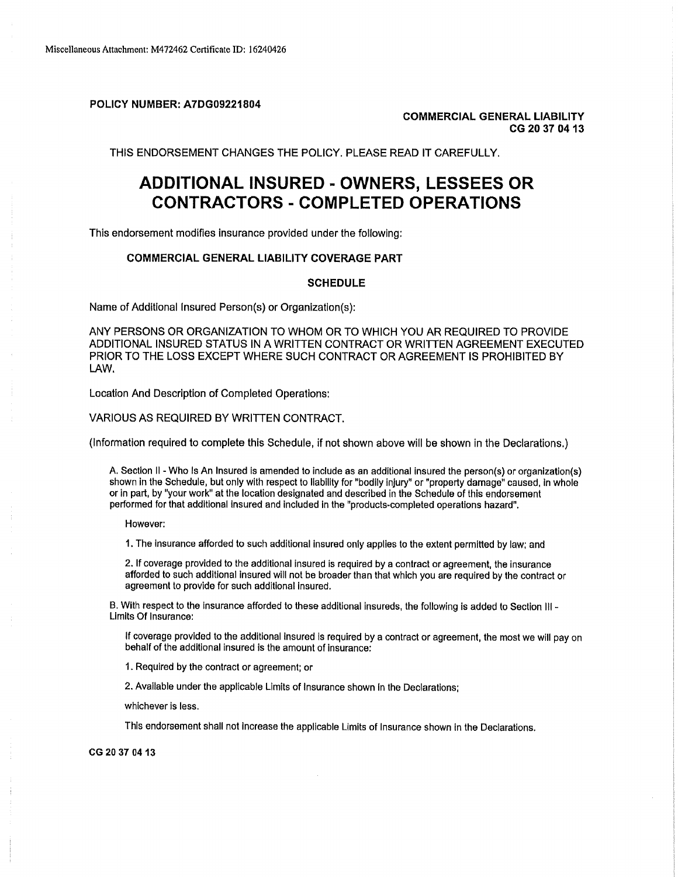Miscellaneous Attachment: M472462 Certificate ID: 16240426

**POLICY NUMBER: A7DG09221804**

**COMMERCIAL GENERAL LIABILITY**
**CG 20 37 04 13**

THIS ENDORSEMENT CHANGES THE POLICY. PLEASE READ IT CAREFULLY.

# ADDITIONAL INSURED - OWNERS, LESSEES OR CONTRACTORS - COMPLETED OPERATIONS

This endorsement modifies insurance provided under the following:

**COMMERCIAL GENERAL LIABILITY COVERAGE PART**

**SCHEDULE**

Name of Additional Insured Person(s) or Organization(s):

ANY PERSONS OR ORGANIZATION TO WHOM OR TO WHICH YOU AR REQUIRED TO PROVIDE ADDITIONAL INSURED STATUS IN A WRITTEN CONTRACT OR WRITTEN AGREEMENT EXECUTED PRIOR TO THE LOSS EXCEPT WHERE SUCH CONTRACT OR AGREEMENT IS PROHIBITED BY LAW.

Location And Description of Completed Operations:

VARIOUS AS REQUIRED BY WRITTEN CONTRACT.

(Information required to complete this Schedule, if not shown above will be shown in the Declarations.)

A. Section II - Who Is An Insured is amended to include as an additional insured the person(s) or organization(s) shown in the Schedule, but only with respect to liability for "bodily injury" or "property damage" caused, in whole or in part, by "your work" at the location designated and described in the Schedule of this endorsement performed for that additional insured and included in the "products-completed operations hazard".

However:

1. The insurance afforded to such additional insured only applies to the extent permitted by law; and

2. If coverage provided to the additional insured is required by a contract or agreement, the insurance afforded to such additional insured will not be broader than that which you are required by the contract or agreement to provide for such additional insured.

B. With respect to the insurance afforded to these additional insureds, the following is added to Section III - Limits Of Insurance:

If coverage provided to the additional insured is required by a contract or agreement, the most we will pay on behalf of the additional insured is the amount of insurance:

1. Required by the contract or agreement; or

2. Available under the applicable Limits of Insurance shown in the Declarations;

whichever is less.

This endorsement shall not increase the applicable Limits of Insurance shown in the Declarations.

**CG 20 37 04 13**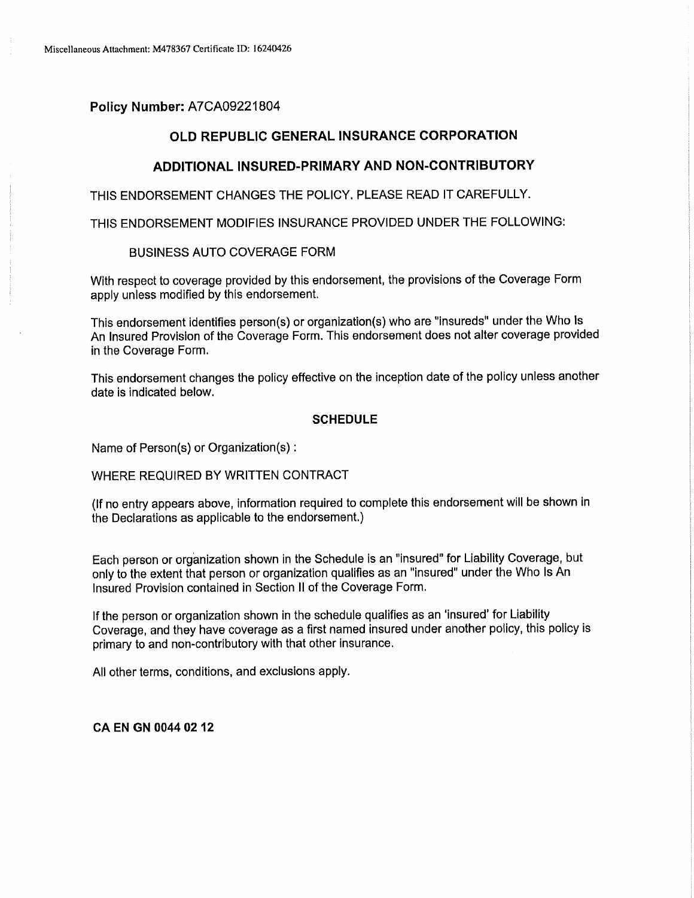Miscellaneous Attachment: M478367 Certificate ID: 16240426

**Policy Number:** A7CA09221804

## OLD REPUBLIC GENERAL INSURANCE CORPORATION

## ADDITIONAL INSURED-PRIMARY AND NON-CONTRIBUTORY

THIS ENDORSEMENT CHANGES THE POLICY. PLEASE READ IT CAREFULLY.

THIS ENDORSEMENT MODIFIES INSURANCE PROVIDED UNDER THE FOLLOWING:

BUSINESS AUTO COVERAGE FORM

With respect to coverage provided by this endorsement, the provisions of the Coverage Form apply unless modified by this endorsement.

This endorsement identifies person(s) or organization(s) who are "insureds" under the Who Is An Insured Provision of the Coverage Form. This endorsement does not alter coverage provided in the Coverage Form.

This endorsement changes the policy effective on the inception date of the policy unless another date is indicated below.

**SCHEDULE**

Name of Person(s) or Organization(s) :

WHERE REQUIRED BY WRITTEN CONTRACT

(If no entry appears above, information required to complete this endorsement will be shown in the Declarations as applicable to the endorsement.)

Each person or organization shown in the Schedule is an "insured" for Liability Coverage, but only to the extent that person or organization qualifies as an "insured" under the Who Is An Insured Provision contained in Section II of the Coverage Form.

If the person or organization shown in the schedule qualifies as an 'insured' for Liability Coverage, and they have coverage as a first named insured under another policy, this policy is primary to and non-contributory with that other insurance.

All other terms, conditions, and exclusions apply.

**CA EN GN 0044 02 12**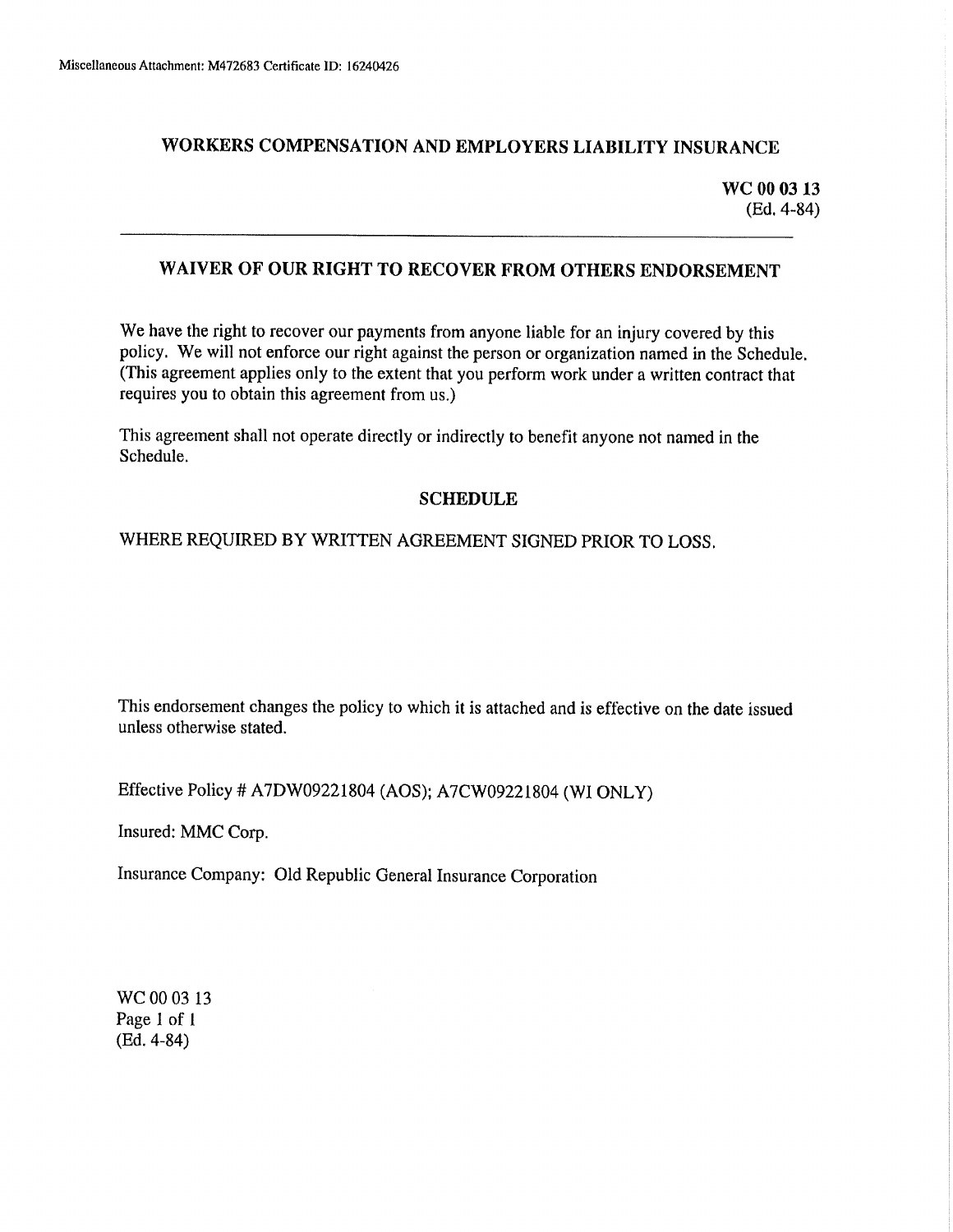Miscellaneous Attachment: M472683 Certificate ID: 16240426

## WORKERS COMPENSATION AND EMPLOYERS LIABILITY INSURANCE

**WC 00 03 13**
(Ed. 4-84)

---

## WAIVER OF OUR RIGHT TO RECOVER FROM OTHERS ENDORSEMENT

We have the right to recover our payments from anyone liable for an injury covered by this policy. We will not enforce our right against the person or organization named in the Schedule. (This agreement applies only to the extent that you perform work under a written contract that requires you to obtain this agreement from us.)

This agreement shall not operate directly or indirectly to benefit anyone not named in the Schedule.

### SCHEDULE

WHERE REQUIRED BY WRITTEN AGREEMENT SIGNED PRIOR TO LOSS.

This endorsement changes the policy to which it is attached and is effective on the date issued unless otherwise stated.

Effective Policy # A7DW09221804 (AOS); A7CW09221804 (WI ONLY)

Insured: MMC Corp.

Insurance Company: Old Republic General Insurance Corporation

WC 00 03 13
Page 1 of 1
(Ed. 4-84)